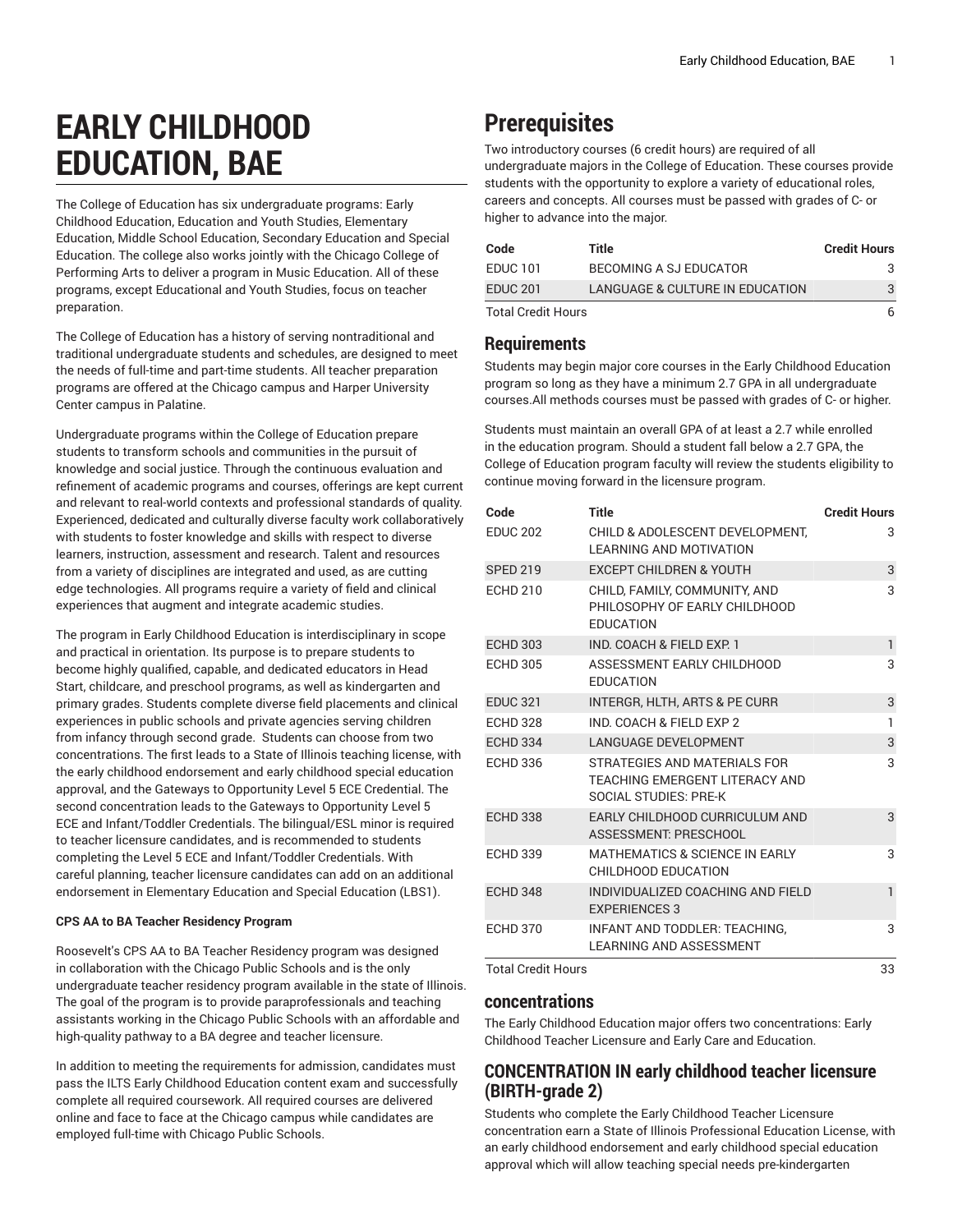# EARLY CHILDHOOD EDUCATION, BAE

The College of Education has six undergraduate programs: Early Childhood Education, Education and Youth Studies, Elementary Education, Middle School Education, Secondary Education and Special Education. The college also works jointly with the Chicago College of Performing Arts to deliver a program in Music Education. All of these programs, except Educational and Youth Studies, focus on teacher preparation.

The College of Education has a history of serving nontraditional and traditional undergraduate students and schedules, are designed to meet the needs of full-time and part-time students. All teacher preparation programs are offered at the Chicago campus and Harper University Center campus in Palatine.

Undergraduate programs within the College of Education prepare students to transform schools and communities in the pursuit of knowledge and social justice. Through the continuous evaluation and refinement of academic programs and courses, offerings are kept current and relevant to real-world contexts and professional standards of quality. Experienced, dedicated and culturally diverse faculty work collaboratively with students to foster knowledge and skills with respect to diverse learners, instruction, assessment and research. Talent and resources from a variety of disciplines are integrated and used, as are cutting edge technologies. All programs require a variety of field and clinical experiences that augment and integrate academic studies.

The program in Early Childhood Education is interdisciplinary in scope and practical in orientation. Its purpose is to prepare students to become highly qualified, capable, and dedicated educators in Head Start, childcare, and preschool programs, as well as kindergarten and primary grades. Students complete diverse field placements and clinical experiences in public schools and private agencies serving children from infancy through second grade. Students can choose from two concentrations. The first leads to a State of Illinois teaching license, with the early childhood endorsement and early childhood special education approval, and the Gateways to Opportunity Level 5 ECE Credential. The second concentration leads to the Gateways to Opportunity Level 5 ECE and Infant/Toddler Credentials. The bilingual/ESL minor is required to teacher licensure candidates, and is recommended to students completing the Level 5 ECE and Infant/Toddler Credentials. With careful planning, teacher licensure candidates can add on an additional endorsement in Elementary Education and Special Education (LBS1).

**CPS AA to BA Teacher Residency Program**

Roosevelt's CPS AA to BA Teacher Residency program was designed in collaboration with the Chicago Public Schools and is the only undergraduate teacher residency program available in the state of Illinois. The goal of the program is to provide paraprofessionals and teaching assistants working in the Chicago Public Schools with an affordable and high-quality pathway to a BA degree and teacher licensure.

In addition to meeting the requirements for admission, candidates must pass the ILTS Early Childhood Education content exam and successfully complete all required coursework. All required courses are delivered online and face to face at the Chicago campus while candidates are employed full-time with Chicago Public Schools.

# Prerequisites

Two introductory courses (6 credit hours) are required of all undergraduate majors in the College of Education. These courses provide students with the opportunity to explore a variety of educational roles, careers and concepts. All courses must be passed with grades of C- or higher to advance into the major.

| Code | Title | Credit Hours |
|---|---|---|
| EDUC 101 | BECOMING A SJ EDUCATOR | 3 |
| EDUC 201 | LANGUAGE & CULTURE IN EDUCATION | 3 |
| Total Credit Hours | | 6 |

## Requirements

Students may begin major core courses in the Early Childhood Education program so long as they have a minimum 2.7 GPA in all undergraduate courses.All methods courses must be passed with grades of C- or higher.

Students must maintain an overall GPA of at least a 2.7 while enrolled in the education program. Should a student fall below a 2.7 GPA, the College of Education program faculty will review the students eligibility to continue moving forward in the licensure program.

| Code | Title | Credit Hours |
|---|---|---|
| EDUC 202 | CHILD & ADOLESCENT DEVELOPMENT, LEARNING AND MOTIVATION | 3 |
| SPED 219 | EXCEPT CHILDREN & YOUTH | 3 |
| ECHD 210 | CHILD, FAMILY, COMMUNITY, AND PHILOSOPHY OF EARLY CHILDHOOD EDUCATION | 3 |
| ECHD 303 | IND. COACH & FIELD EXP. 1 | 1 |
| ECHD 305 | ASSESSMENT EARLY CHILDHOOD EDUCATION | 3 |
| EDUC 321 | INTERGR, HLTH, ARTS & PE CURR | 3 |
| ECHD 328 | IND. COACH & FIELD EXP 2 | 1 |
| ECHD 334 | LANGUAGE DEVELOPMENT | 3 |
| ECHD 336 | STRATEGIES AND MATERIALS FOR TEACHING EMERGENT LITERACY AND SOCIAL STUDIES: PRE-K | 3 |
| ECHD 338 | EARLY CHILDHOOD CURRICULUM AND ASSESSMENT: PRESCHOOL | 3 |
| ECHD 339 | MATHEMATICS & SCIENCE IN EARLY CHILDHOOD EDUCATION | 3 |
| ECHD 348 | INDIVIDUALIZED COACHING AND FIELD EXPERIENCES 3 | 1 |
| ECHD 370 | INFANT AND TODDLER: TEACHING, LEARNING AND ASSESSMENT | 3 |
| Total Credit Hours | | 33 |

## concentrations

The Early Childhood Education major offers two concentrations: Early Childhood Teacher Licensure and Early Care and Education.

## CONCENTRATION IN early childhood teacher licensure (BIRTH-grade 2)

Students who complete the Early Childhood Teacher Licensure concentration earn a State of Illinois Professional Education License, with an early childhood endorsement and early childhood special education approval which will allow teaching special needs pre-kindergarten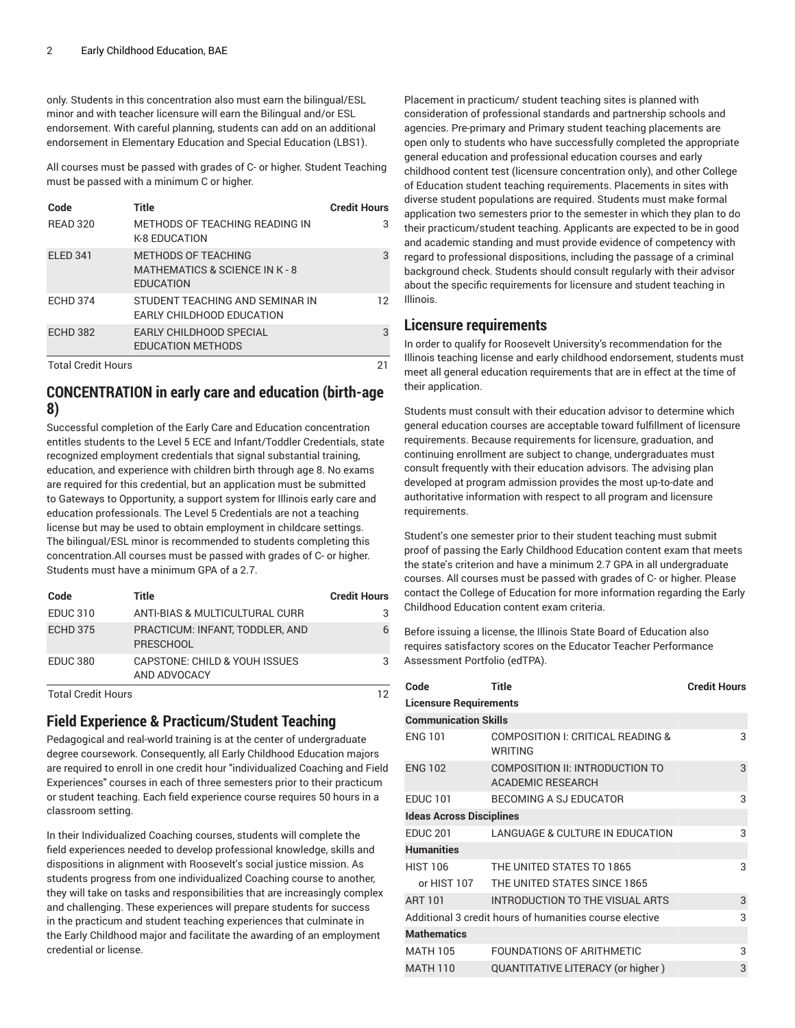only. Students in this concentration also must earn the bilingual/ESL minor and with teacher licensure will earn the Bilingual and/or ESL endorsement. With careful planning, students can add on an additional endorsement in Elementary Education and Special Education (LBS1).

All courses must be passed with grades of C- or higher. Student Teaching must be passed with a minimum C or higher.

| Code | Title | Credit Hours |
|---|---|---|
| READ 320 | METHODS OF TEACHING READING IN K-8 EDUCATION | 3 |
| ELED 341 | METHODS OF TEACHING MATHEMATICS & SCIENCE IN K - 8 EDUCATION | 3 |
| ECHD 374 | STUDENT TEACHING AND SEMINAR IN EARLY CHILDHOOD EDUCATION | 12 |
| ECHD 382 | EARLY CHILDHOOD SPECIAL EDUCATION METHODS | 3 |
| Total Credit Hours | | 21 |

## CONCENTRATION in early care and education (birth-age 8)

Successful completion of the Early Care and Education concentration entitles students to the Level 5 ECE and Infant/Toddler Credentials, state recognized employment credentials that signal substantial training, education, and experience with children birth through age 8. No exams are required for this credential, but an application must be submitted to Gateways to Opportunity, a support system for Illinois early care and education professionals. The Level 5 Credentials are not a teaching license but may be used to obtain employment in childcare settings. The bilingual/ESL minor is recommended to students completing this concentration.All courses must be passed with grades of C- or higher. Students must have a minimum GPA of a 2.7.

| Code | Title | Credit Hours |
|---|---|---|
| EDUC 310 | ANTI-BIAS & MULTICULTURAL CURR | 3 |
| ECHD 375 | PRACTICUM: INFANT, TODDLER, AND PRESCHOOL | 6 |
| EDUC 380 | CAPSTONE: CHILD & YOUH ISSUES AND ADVOCACY | 3 |
| Total Credit Hours | | 12 |

## Field Experience & Practicum/Student Teaching

Pedagogical and real-world training is at the center of undergraduate degree coursework. Consequently, all Early Childhood Education majors are required to enroll in one credit hour "individualized Coaching and Field Experiences" courses in each of three semesters prior to their practicum or student teaching. Each field experience course requires 50 hours in a classroom setting.

In their Individualized Coaching courses, students will complete the field experiences needed to develop professional knowledge, skills and dispositions in alignment with Roosevelt's social justice mission. As students progress from one individualized Coaching course to another, they will take on tasks and responsibilities that are increasingly complex and challenging. These experiences will prepare students for success in the practicum and student teaching experiences that culminate in the Early Childhood major and facilitate the awarding of an employment credential or license.

Placement in practicum/ student teaching sites is planned with consideration of professional standards and partnership schools and agencies. Pre-primary and Primary student teaching placements are open only to students who have successfully completed the appropriate general education and professional education courses and early childhood content test (licensure concentration only), and other College of Education student teaching requirements. Placements in sites with diverse student populations are required. Students must make formal application two semesters prior to the semester in which they plan to do their practicum/student teaching. Applicants are expected to be in good and academic standing and must provide evidence of competency with regard to professional dispositions, including the passage of a criminal background check. Students should consult regularly with their advisor about the specific requirements for licensure and student teaching in Illinois.

## Licensure requirements

In order to qualify for Roosevelt University's recommendation for the Illinois teaching license and early childhood endorsement, students must meet all general education requirements that are in effect at the time of their application.

Students must consult with their education advisor to determine which general education courses are acceptable toward fulfillment of licensure requirements. Because requirements for licensure, graduation, and continuing enrollment are subject to change, undergraduates must consult frequently with their education advisors. The advising plan developed at program admission provides the most up-to-date and authoritative information with respect to all program and licensure requirements.

Student's one semester prior to their student teaching must submit proof of passing the Early Childhood Education content exam that meets the state's criterion and have a minimum 2.7 GPA in all undergraduate courses. All courses must be passed with grades of C- or higher. Please contact the College of Education for more information regarding the Early Childhood Education content exam criteria.

Before issuing a license, the Illinois State Board of Education also requires satisfactory scores on the Educator Teacher Performance Assessment Portfolio (edTPA).

| Code | Title | Credit Hours |
|---|---|---|
| **Licensure Requirements** | | |
| **Communication Skills** | | |
| ENG 101 | COMPOSITION I: CRITICAL READING & WRITING | 3 |
| ENG 102 | COMPOSITION II: INTRODUCTION TO ACADEMIC RESEARCH | 3 |
| EDUC 101 | BECOMING A SJ EDUCATOR | 3 |
| **Ideas Across Disciplines** | | |
| EDUC 201 | LANGUAGE & CULTURE IN EDUCATION | 3 |
| **Humanities** | | |
| HIST 106<br>or HIST 107 | THE UNITED STATES TO 1865<br>THE UNITED STATES SINCE 1865 | 3 |
| ART 101 | INTRODUCTION TO THE VISUAL ARTS | 3 |
| Additional 3 credit hours of humanities course elective | | 3 |
| **Mathematics** | | |
| MATH 105 | FOUNDATIONS OF ARITHMETIC | 3 |
| MATH 110 | QUANTITATIVE LITERACY (or higher ) | 3 |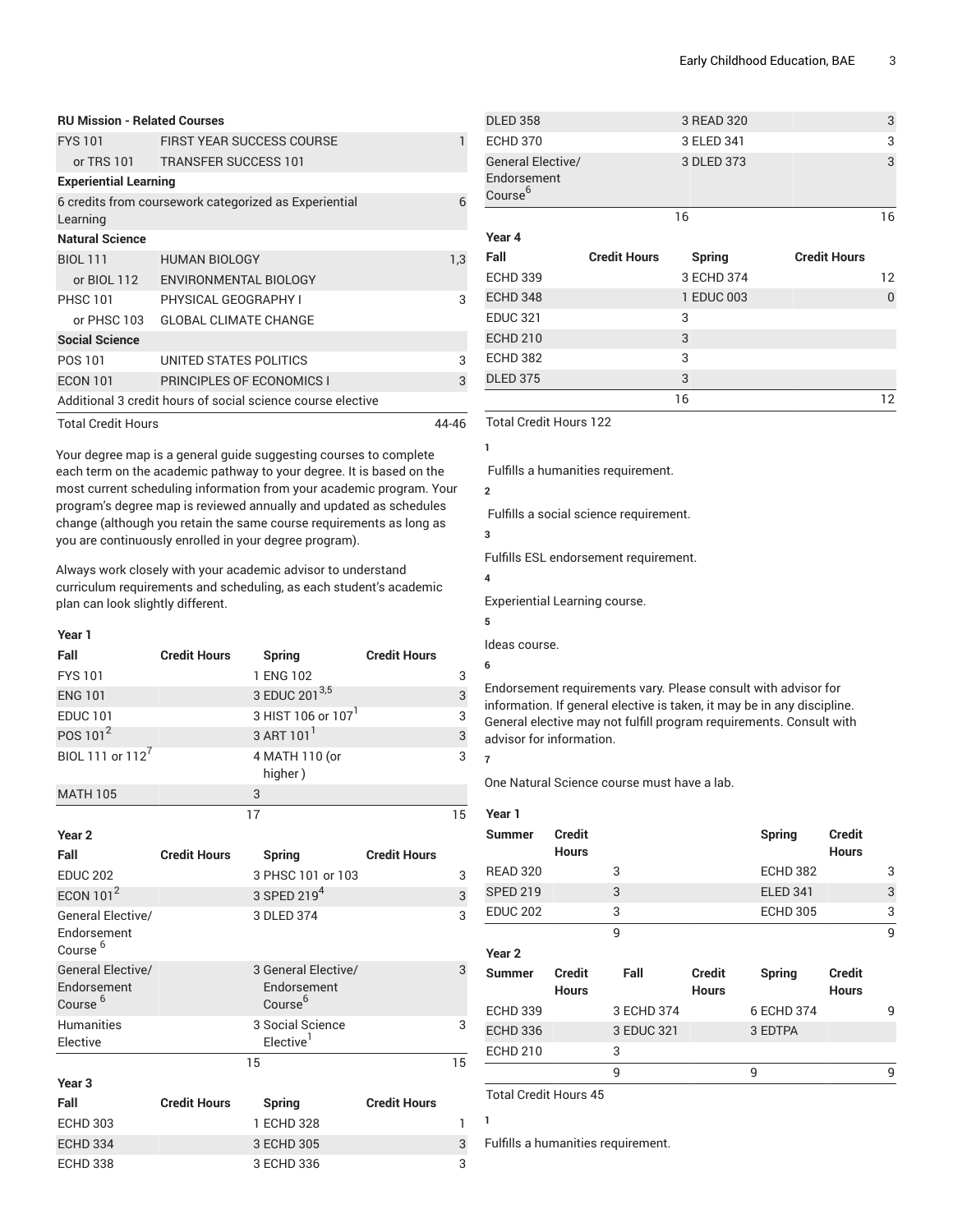| **RU Mission - Related Courses** | | |
|---|---|---|
| FYS 101 | FIRST YEAR SUCCESS COURSE | 1 |
| or TRS 101 | TRANSFER SUCCESS 101 | |
| **Experiential Learning** | | |
| 6 credits from coursework categorized as Experiential Learning | | 6 |
| **Natural Science** | | |
| BIOL 111 | HUMAN BIOLOGY | 1,3 |
| or BIOL 112 | ENVIRONMENTAL BIOLOGY | |
| PHSC 101 | PHYSICAL GEOGRAPHY I | 3 |
| or PHSC 103 | GLOBAL CLIMATE CHANGE | |
| **Social Science** | | |
| POS 101 | UNITED STATES POLITICS | 3 |
| ECON 101 | PRINCIPLES OF ECONOMICS I | 3 |
| Additional 3 credit hours of social science course elective | | |
| Total Credit Hours | | 44-46 |

Your degree map is a general guide suggesting courses to complete each term on the academic pathway to your degree. It is based on the most current scheduling information from your academic program. Your program's degree map is reviewed annually and updated as schedules change (although you retain the same course requirements as long as you are continuously enrolled in your degree program).

Always work closely with your academic advisor to understand curriculum requirements and scheduling, as each student's academic plan can look slightly different.

| Year 1 | | | |
|---|---|---|---|
| **Fall** | **Credit Hours** | **Spring** | **Credit Hours** |
| FYS 101 | 1 | ENG 102 | 3 |
| ENG 101 | 3 | EDUC 201[3,5] | 3 |
| EDUC 101 | 3 | HIST 106 or 107[1] | 3 |
| POS 101[2] | 3 | ART 101[1] | 3 |
| BIOL 111 or 112[7] | 4 | MATH 110 (or higher ) | 3 |
| MATH 105 | 3 | | |
| | 17 | | 15 |
| **Year 2** | | | |
| **Fall** | **Credit Hours** | **Spring** | **Credit Hours** |
| EDUC 202 | 3 | PHSC 101 or 103 | 3 |
| ECON 101[2] | 3 | SPED 219[4] | 3 |
| General Elective/ Endorsement Course [6] | 3 | DLED 374 | 3 |
| General Elective/ Endorsement Course [6] | 3 | General Elective/ Endorsement Course[6] | 3 |
| Humanities Elective | 3 | Social Science Elective[1] | 3 |
| | 15 | | 15 |
| **Year 3** | | | |
| **Fall** | **Credit Hours** | **Spring** | **Credit Hours** |
| ECHD 303 | 1 | ECHD 328 | 1 |
| ECHD 334 | 3 | ECHD 305 | 3 |
| ECHD 338 | 3 | ECHD 336 | 3 |
| DLED 358 | 3 | READ 320 | 3 |
| ECHD 370 | 3 | ELED 341 | 3 |
| General Elective/ Endorsement Course[6] | 3 | DLED 373 | 3 |
| | 16 | | 16 |
| **Year 4** | | | |
| **Fall** | **Credit Hours** | **Spring** | **Credit Hours** |
| ECHD 339 | 3 | ECHD 374 | 12 |
| ECHD 348 | 1 | EDUC 003 | 0 |
| EDUC 321 | 3 | | |
| ECHD 210 | 3 | | |
| ECHD 382 | 3 | | |
| DLED 375 | 3 | | |
| | 16 | | 12 |
| Total Credit Hours 122 | | | |

1. Fulfills a humanities requirement.
2. Fulfills a social science requirement.
3. Fulfills ESL endorsement requirement.
4. Experiential Learning course.
5. Ideas course.
6. Endorsement requirements vary. Please consult with advisor for information. If general elective is taken, it may be in any discipline. General elective may not fulfill program requirements. Consult with advisor for information.
7. One Natural Science course must have a lab.

| Year 1 | | | | | |
|---|---|---|---|---|---|
| **Summer** | **Credit Hours** | | | **Spring** | **Credit Hours** |
| READ 320 | 3 | | | ECHD 382 | 3 |
| SPED 219 | 3 | | | ELED 341 | 3 |
| EDUC 202 | 3 | | | ECHD 305 | 3 |
| | 9 | | | | 9 |
| **Year 2** | | | | | |
| **Summer** | **Credit Hours** | **Fall** | **Credit Hours** | **Spring** | **Credit Hours** |
| ECHD 339 | 3 | ECHD 374 | 6 | ECHD 374 | 9 |
| ECHD 336 | 3 | EDUC 321 | 3 | EDTPA | |
| ECHD 210 | 3 | | | | |
| | 9 | | 9 | | 9 |
| Total Credit Hours 45 | | | | | |

1. Fulfills a humanities requirement.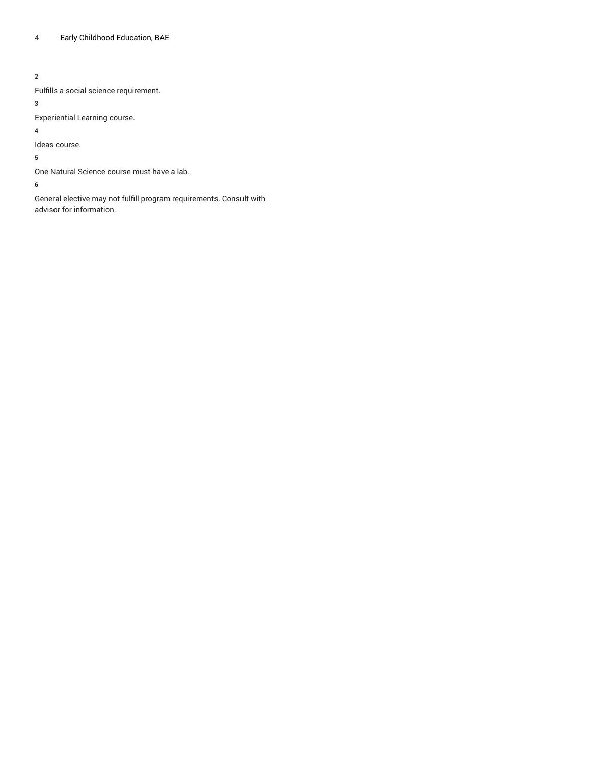[2] Fulfills a social science requirement.

[3] Experiential Learning course.

[4] Ideas course.

[5] One Natural Science course must have a lab.

[6] General elective may not fulfill program requirements. Consult with advisor for information.